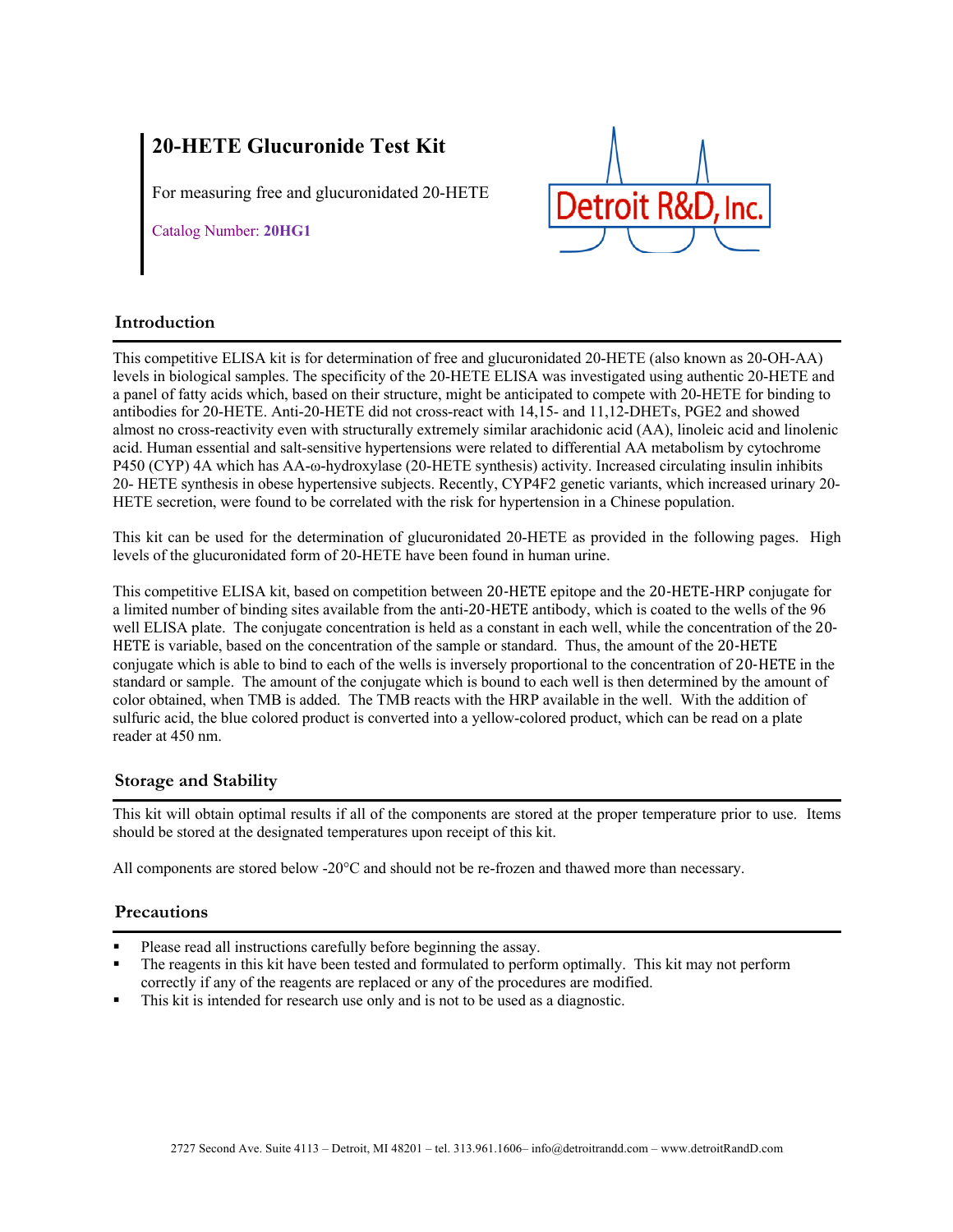# 20-HETE Glucuronide Test Kit

For measuring free and glucuronidated 20-HETE

Catalog Number: **20HG1**

Detroit R&D, Inc.

## Introduction

This competitive ELISA kit is for determination of free and glucuronidated 20-HETE (also known as 20-OH-AA) levels in biological samples. The specificity of the 20-HETE ELISA was investigated using authentic 20-HETE and a panel of fatty acids which, based on their structure, might be anticipated to compete with 20-HETE for binding to antibodies for 20-HETE. Anti-20-HETE did not cross-react with 14,15- and 11,12-DHETs, PGE2 and showed almost no cross-reactivity even with structurally extremely similar arachidonic acid (AA), linoleic acid and linolenic acid. Human essential and salt-sensitive hypertensions were related to differential AA metabolism by cytochrome P450 (CYP) 4A which has AA-ω-hydroxylase (20-HETE synthesis) activity. Increased circulating insulin inhibits 20- HETE synthesis in obese hypertensive subjects. Recently, CYP4F2 genetic variants, which increased urinary 20-HETE secretion, were found to be correlated with the risk for hypertension in a Chinese population.

This kit can be used for the determination of glucuronidated 20-HETE as provided in the following pages. High levels of the glucuronidated form of 20-HETE have been found in human urine.

This competitive ELISA kit, based on competition between 20-HETE epitope and the 20-HETE-HRP conjugate for a limited number of binding sites available from the anti-20-HETE antibody, which is coated to the wells of the 96 well ELISA plate. The conjugate concentration is held as a constant in each well, while the concentration of the 20-HETE is variable, based on the concentration of the sample or standard. Thus, the amount of the 20-HETE conjugate which is able to bind to each of the wells is inversely proportional to the concentration of 20-HETE in the standard or sample. The amount of the conjugate which is bound to each well is then determined by the amount of color obtained, when TMB is added. The TMB reacts with the HRP available in the well. With the addition of sulfuric acid, the blue colored product is converted into a yellow-colored product, which can be read on a plate reader at 450 nm.

## Storage and Stability

This kit will obtain optimal results if all of the components are stored at the proper temperature prior to use. Items should be stored at the designated temperatures upon receipt of this kit.

All components are stored below -20°C and should not be re-frozen and thawed more than necessary.

## Precautions

- Please read all instructions carefully before beginning the assay.
- The reagents in this kit have been tested and formulated to perform optimally. This kit may not perform correctly if any of the reagents are replaced or any of the procedures are modified.
- This kit is intended for research use only and is not to be used as a diagnostic.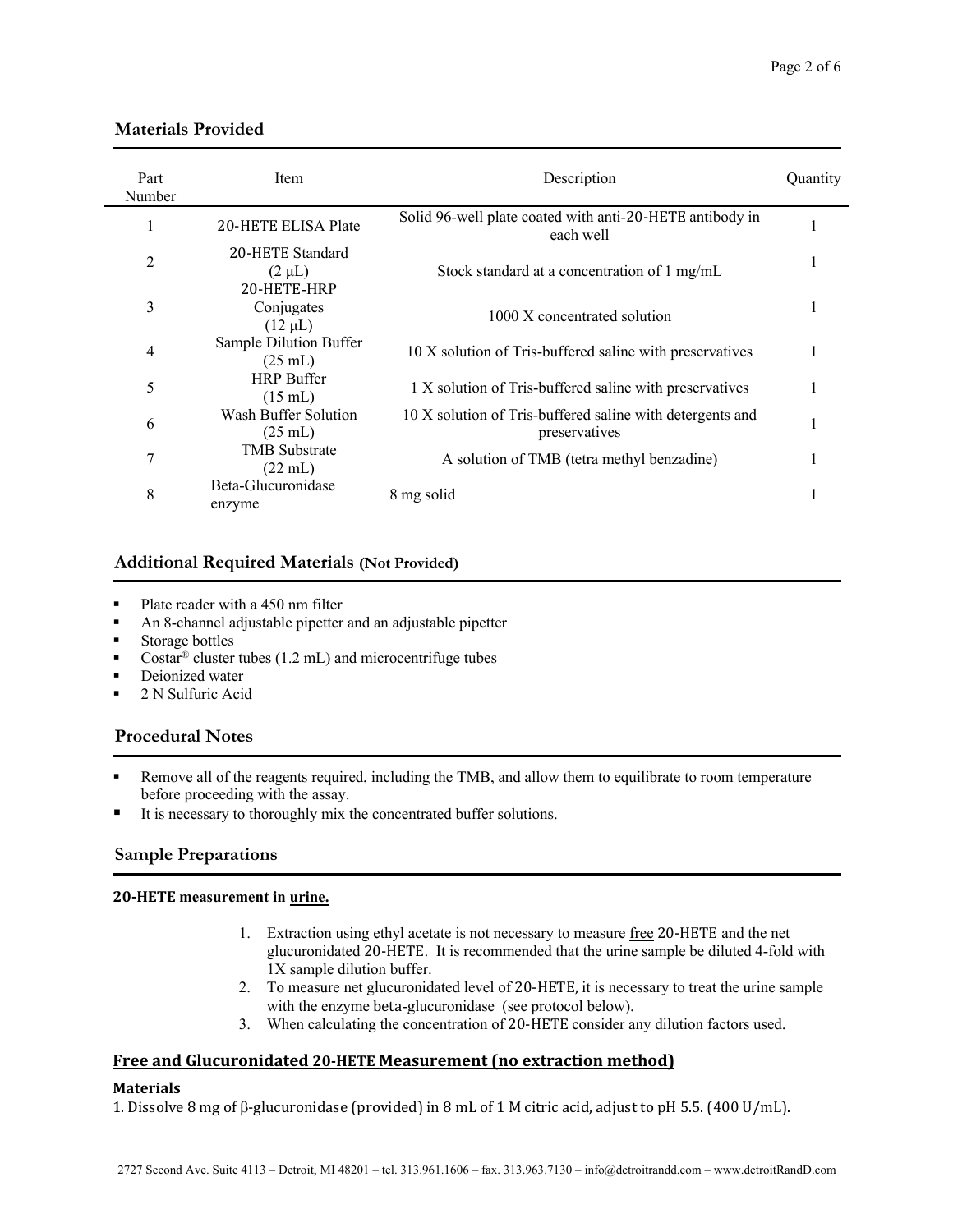## Materials Provided

| Part Number | Item | Description | Quantity |
|---|---|---|---|
| 1 | 20-HETE ELISA Plate | Solid 96-well plate coated with anti-20-HETE antibody in each well | 1 |
| 2 | 20-HETE Standard (2 µL) | Stock standard at a concentration of 1 mg/mL | 1 |
| 3 | 20-HETE-HRP Conjugates (12 µL) | 1000 X concentrated solution | 1 |
| 4 | Sample Dilution Buffer (25 mL) | 10 X solution of Tris-buffered saline with preservatives | 1 |
| 5 | HRP Buffer (15 mL) | 1 X solution of Tris-buffered saline with preservatives | 1 |
| 6 | Wash Buffer Solution (25 mL) | 10 X solution of Tris-buffered saline with detergents and preservatives | 1 |
| 7 | TMB Substrate (22 mL) | A solution of TMB (tetra methyl benzadine) | 1 |
| 8 | Beta-Glucuronidase enzyme | 8 mg solid | 1 |

## Additional Required Materials (Not Provided)

- Plate reader with a 450 nm filter
- An 8-channel adjustable pipetter and an adjustable pipetter
- Storage bottles
- Costar® cluster tubes (1.2 mL) and microcentrifuge tubes
- Deionized water
- 2 N Sulfuric Acid

## Procedural Notes

- Remove all of the reagents required, including the TMB, and allow them to equilibrate to room temperature before proceeding with the assay.
- It is necessary to thoroughly mix the concentrated buffer solutions.

## Sample Preparations

**20-HETE measurement in urine.**

1. Extraction using ethyl acetate is not necessary to measure free 20-HETE and the net glucuronidated 20-HETE. It is recommended that the urine sample be diluted 4-fold with 1X sample dilution buffer.
2. To measure net glucuronidated level of 20-HETE, it is necessary to treat the urine sample with the enzyme beta-glucuronidase (see protocol below).
3. When calculating the concentration of 20-HETE consider any dilution factors used.

## Free and Glucuronidated 20-HETE Measurement (no extraction method)

**Materials**

1. Dissolve 8 mg of β-glucuronidase (provided) in 8 mL of 1 M citric acid, adjust to pH 5.5. (400 U/mL).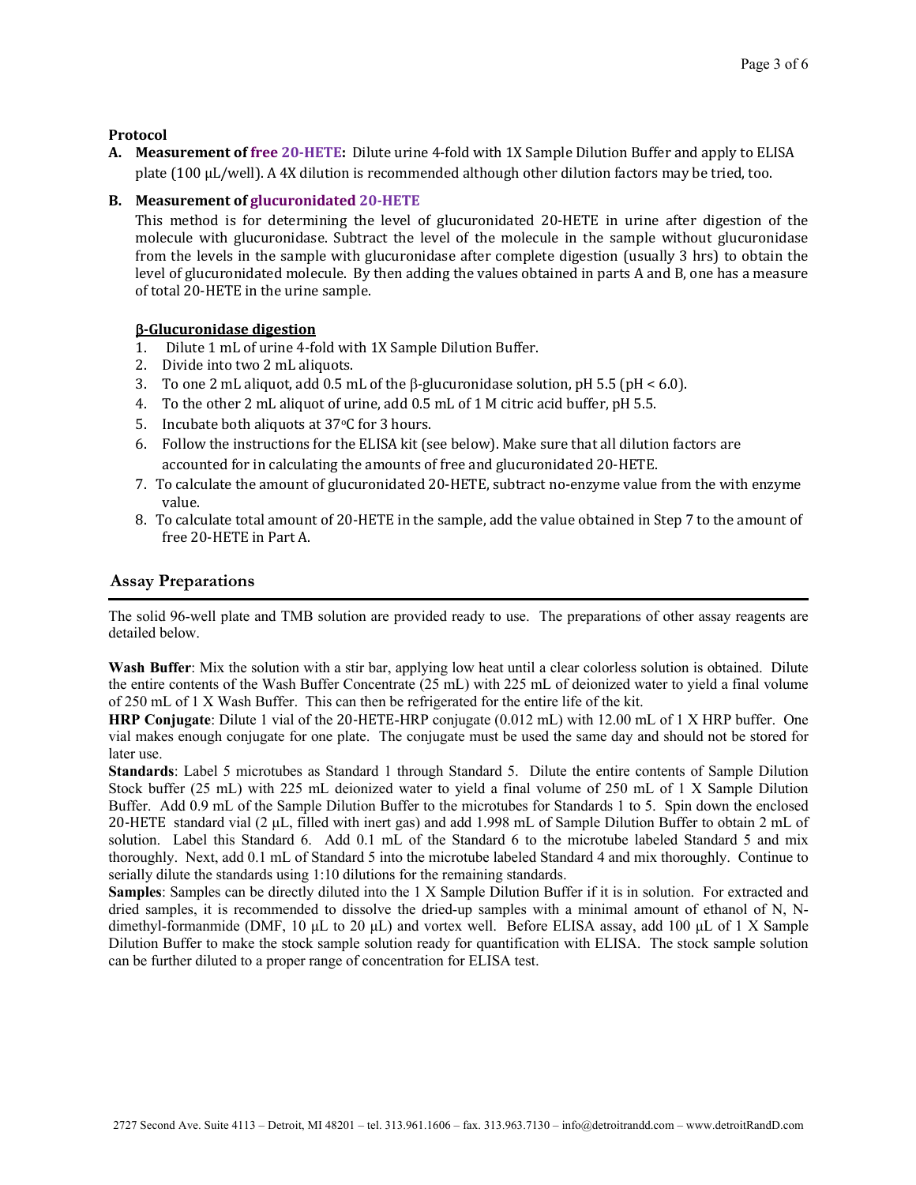**Protocol**

**A. Measurement of free 20-HETE:** Dilute urine 4-fold with 1X Sample Dilution Buffer and apply to ELISA plate (100 μL/well). A 4X dilution is recommended although other dilution factors may be tried, too.

**B. Measurement of glucuronidated 20-HETE**

This method is for determining the level of glucuronidated 20-HETE in urine after digestion of the molecule with glucuronidase. Subtract the level of the molecule in the sample without glucuronidase from the levels in the sample with glucuronidase after complete digestion (usually 3 hrs) to obtain the level of glucuronidated molecule. By then adding the values obtained in parts A and B, one has a measure of total 20-HETE in the urine sample.

**β-Glucuronidase digestion**

1. Dilute 1 mL of urine 4-fold with 1X Sample Dilution Buffer.
2. Divide into two 2 mL aliquots.
3. To one 2 mL aliquot, add 0.5 mL of the β-glucuronidase solution, pH 5.5 (pH < 6.0).
4. To the other 2 mL aliquot of urine, add 0.5 mL of 1 M citric acid buffer, pH 5.5.
5. Incubate both aliquots at 37°C for 3 hours.
6. Follow the instructions for the ELISA kit (see below). Make sure that all dilution factors are accounted for in calculating the amounts of free and glucuronidated 20-HETE.
7. To calculate the amount of glucuronidated 20-HETE, subtract no-enzyme value from the with enzyme value.
8. To calculate total amount of 20-HETE in the sample, add the value obtained in Step 7 to the amount of free 20-HETE in Part A.

## Assay Preparations

The solid 96-well plate and TMB solution are provided ready to use. The preparations of other assay reagents are detailed below.

**Wash Buffer**: Mix the solution with a stir bar, applying low heat until a clear colorless solution is obtained. Dilute the entire contents of the Wash Buffer Concentrate (25 mL) with 225 mL of deionized water to yield a final volume of 250 mL of 1 X Wash Buffer. This can then be refrigerated for the entire life of the kit.

**HRP Conjugate**: Dilute 1 vial of the 20-HETE-HRP conjugate (0.012 mL) with 12.00 mL of 1 X HRP buffer. One vial makes enough conjugate for one plate. The conjugate must be used the same day and should not be stored for later use.

**Standards**: Label 5 microtubes as Standard 1 through Standard 5. Dilute the entire contents of Sample Dilution Stock buffer (25 mL) with 225 mL deionized water to yield a final volume of 250 mL of 1 X Sample Dilution Buffer. Add 0.9 mL of the Sample Dilution Buffer to the microtubes for Standards 1 to 5. Spin down the enclosed 20-HETE standard vial (2 μL, filled with inert gas) and add 1.998 mL of Sample Dilution Buffer to obtain 2 mL of solution. Label this Standard 6. Add 0.1 mL of the Standard 6 to the microtube labeled Standard 5 and mix thoroughly. Next, add 0.1 mL of Standard 5 into the microtube labeled Standard 4 and mix thoroughly. Continue to serially dilute the standards using 1:10 dilutions for the remaining standards.

**Samples**: Samples can be directly diluted into the 1 X Sample Dilution Buffer if it is in solution. For extracted and dried samples, it is recommended to dissolve the dried-up samples with a minimal amount of ethanol of N, N-dimethyl-formanmide (DMF, 10 μL to 20 μL) and vortex well. Before ELISA assay, add 100 μL of 1 X Sample Dilution Buffer to make the stock sample solution ready for quantification with ELISA. The stock sample solution can be further diluted to a proper range of concentration for ELISA test.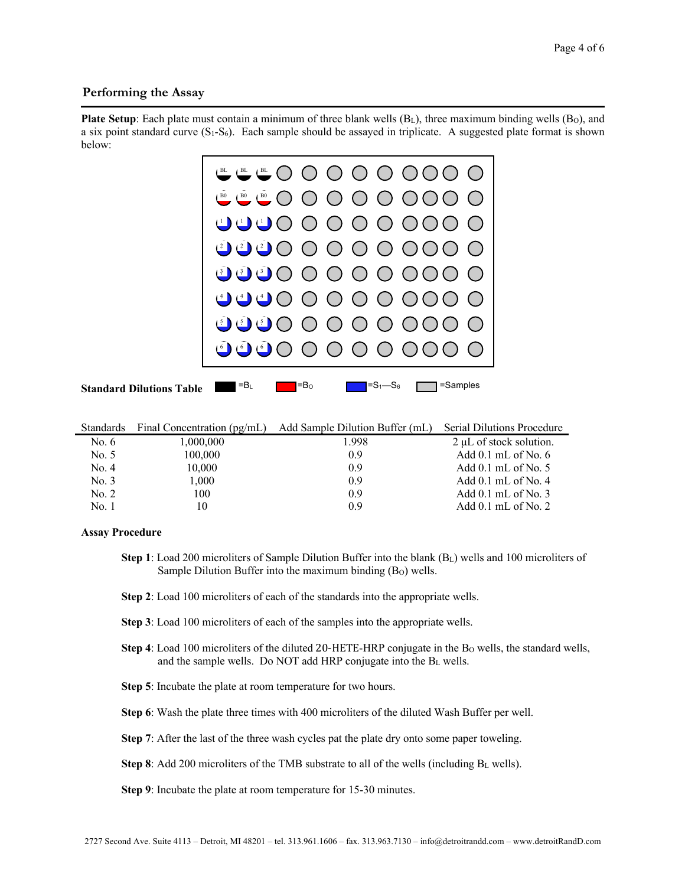## Performing the Assay

**Plate Setup**: Each plate must contain a minimum of three blank wells ($B_L$), three maximum binding wells ($B_O$), and a six point standard curve ($S_1$-$S_6$). Each sample should be assayed in triplicate. A suggested plate format is shown below:

**Standard Dilutions Table**

■ = $B_L$   ■ = $B_O$   ■ = $S_1$—$S_6$   □ = Samples

| Standards | Final Concentration (pg/mL) | Add Sample Dilution Buffer (mL) | Serial Dilutions Procedure |
|---|---|---|---|
| No. 6 | 1,000,000 | 1.998 | 2 μL of stock solution. |
| No. 5 | 100,000 | 0.9 | Add 0.1 mL of No. 6 |
| No. 4 | 10,000 | 0.9 | Add 0.1 mL of No. 5 |
| No. 3 | 1,000 | 0.9 | Add 0.1 mL of No. 4 |
| No. 2 | 100 | 0.9 | Add 0.1 mL of No. 3 |
| No. 1 | 10 | 0.9 | Add 0.1 mL of No. 2 |

**Assay Procedure**

**Step 1**: Load 200 microliters of Sample Dilution Buffer into the blank ($B_L$) wells and 100 microliters of Sample Dilution Buffer into the maximum binding ($B_O$) wells.

**Step 2**: Load 100 microliters of each of the standards into the appropriate wells.

**Step 3**: Load 100 microliters of each of the samples into the appropriate wells.

**Step 4**: Load 100 microliters of the diluted 20-HETE-HRP conjugate in the $B_O$ wells, the standard wells, and the sample wells. Do NOT add HRP conjugate into the $B_L$ wells.

**Step 5**: Incubate the plate at room temperature for two hours.

**Step 6**: Wash the plate three times with 400 microliters of the diluted Wash Buffer per well.

**Step 7**: After the last of the three wash cycles pat the plate dry onto some paper toweling.

**Step 8**: Add 200 microliters of the TMB substrate to all of the wells (including $B_L$ wells).

**Step 9**: Incubate the plate at room temperature for 15-30 minutes.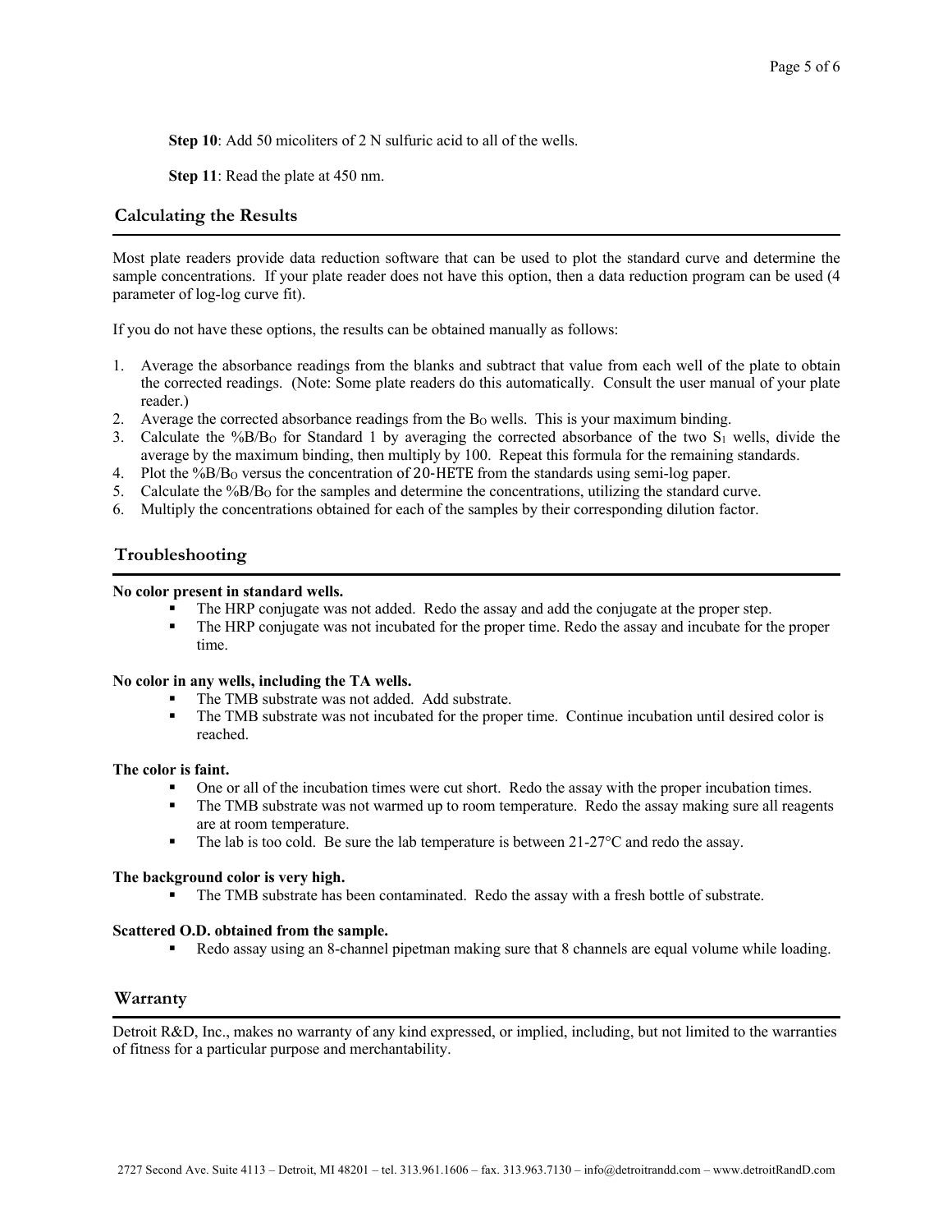**Step 10**: Add 50 micoliters of 2 N sulfuric acid to all of the wells.

**Step 11**: Read the plate at 450 nm.

## Calculating the Results

Most plate readers provide data reduction software that can be used to plot the standard curve and determine the sample concentrations. If your plate reader does not have this option, then a data reduction program can be used (4 parameter of log-log curve fit).

If you do not have these options, the results can be obtained manually as follows:

1. Average the absorbance readings from the blanks and subtract that value from each well of the plate to obtain the corrected readings. (Note: Some plate readers do this automatically. Consult the user manual of your plate reader.)
2. Average the corrected absorbance readings from the $B_O$ wells. This is your maximum binding.
3. Calculate the $\%B/B_O$ for Standard 1 by averaging the corrected absorbance of the two $S_1$ wells, divide the average by the maximum binding, then multiply by 100. Repeat this formula for the remaining standards.
4. Plot the $\%B/B_O$ versus the concentration of 20-HETE from the standards using semi-log paper.
5. Calculate the $\%B/B_O$ for the samples and determine the concentrations, utilizing the standard curve.
6. Multiply the concentrations obtained for each of the samples by their corresponding dilution factor.

## Troubleshooting

**No color present in standard wells.**

- The HRP conjugate was not added. Redo the assay and add the conjugate at the proper step.
- The HRP conjugate was not incubated for the proper time. Redo the assay and incubate for the proper time.

**No color in any wells, including the TA wells.**

- The TMB substrate was not added. Add substrate.
- The TMB substrate was not incubated for the proper time. Continue incubation until desired color is reached.

**The color is faint.**

- One or all of the incubation times were cut short. Redo the assay with the proper incubation times.
- The TMB substrate was not warmed up to room temperature. Redo the assay making sure all reagents are at room temperature.
- The lab is too cold. Be sure the lab temperature is between 21-27°C and redo the assay.

**The background color is very high.**

- The TMB substrate has been contaminated. Redo the assay with a fresh bottle of substrate.

**Scattered O.D. obtained from the sample.**

- Redo assay using an 8-channel pipetman making sure that 8 channels are equal volume while loading.

## Warranty

Detroit R&D, Inc., makes no warranty of any kind expressed, or implied, including, but not limited to the warranties of fitness for a particular purpose and merchantability.

2727 Second Ave. Suite 4113 – Detroit, MI 48201 – tel. 313.961.1606 – fax. 313.963.7130 – info@detroitrandd.com – www.detroitRandD.com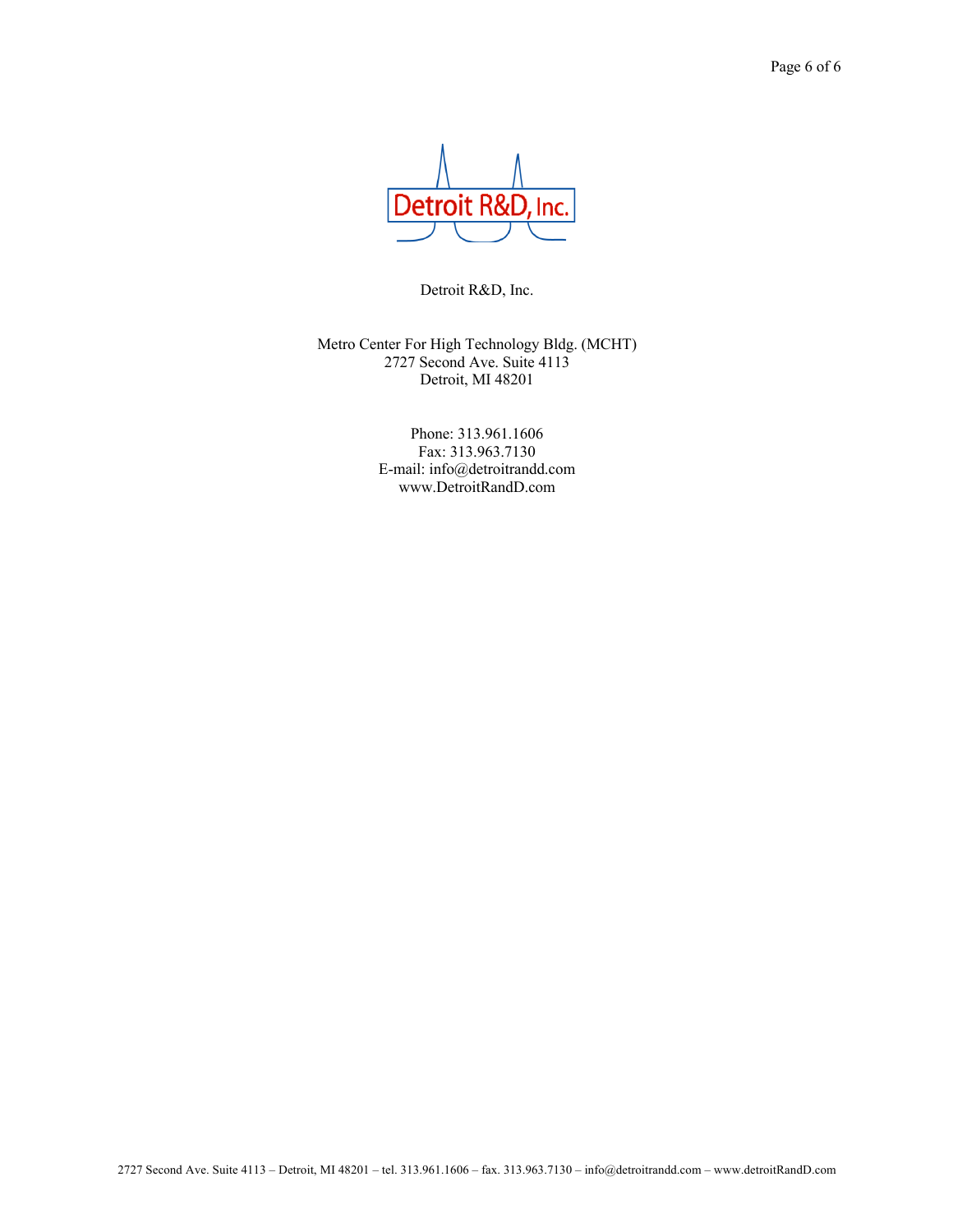Detroit R&D, Inc.

Metro Center For High Technology Bldg. (MCHT)
2727 Second Ave. Suite 4113
Detroit, MI 48201

Phone: 313.961.1606
Fax: 313.963.7130
E-mail: info@detroitrandd.com
www.DetroitRandD.com